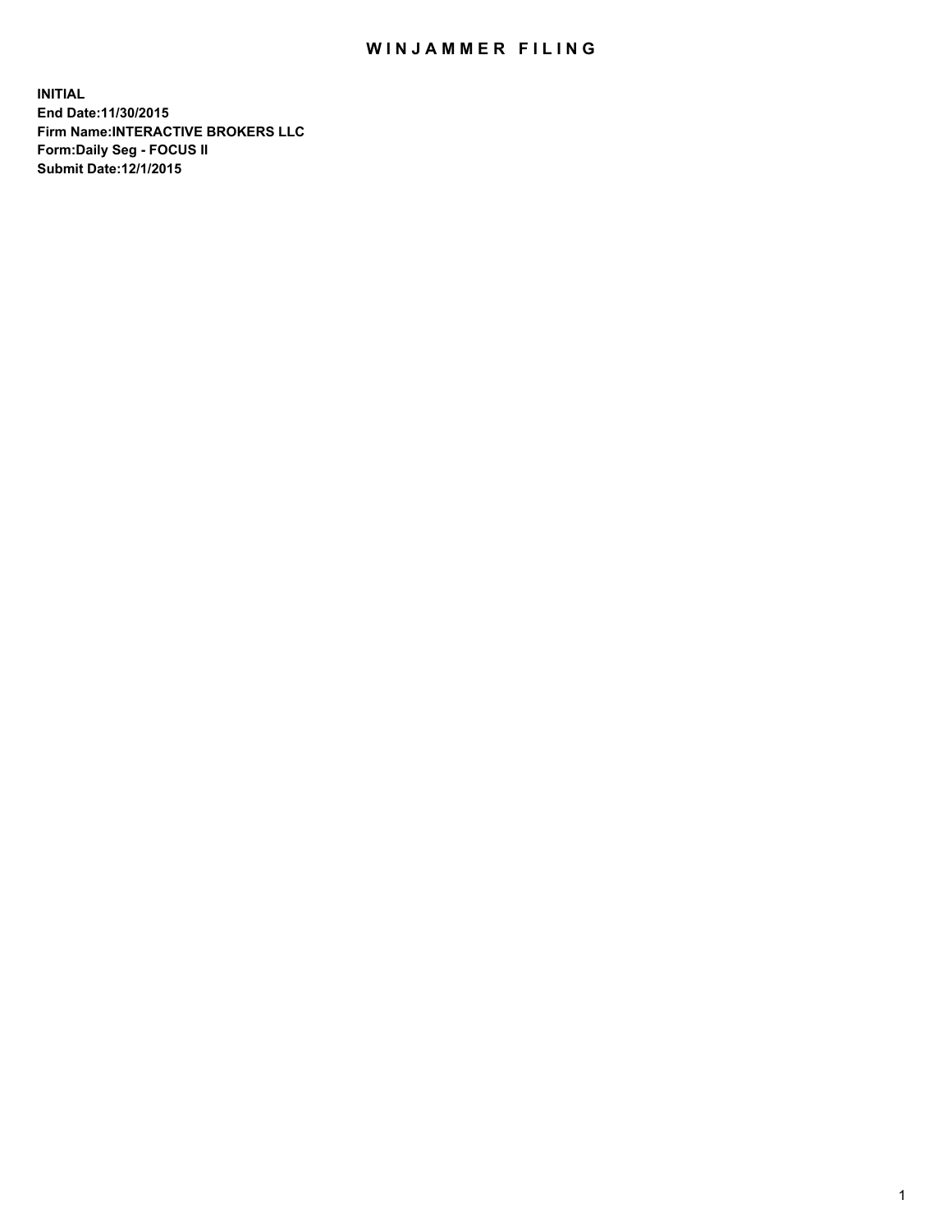# WINJAMMER FILING

**INITIAL**
**End Date:11/30/2015**
**Firm Name:INTERACTIVE BROKERS LLC**
**Form:Daily Seg - FOCUS II**
**Submit Date:12/1/2015**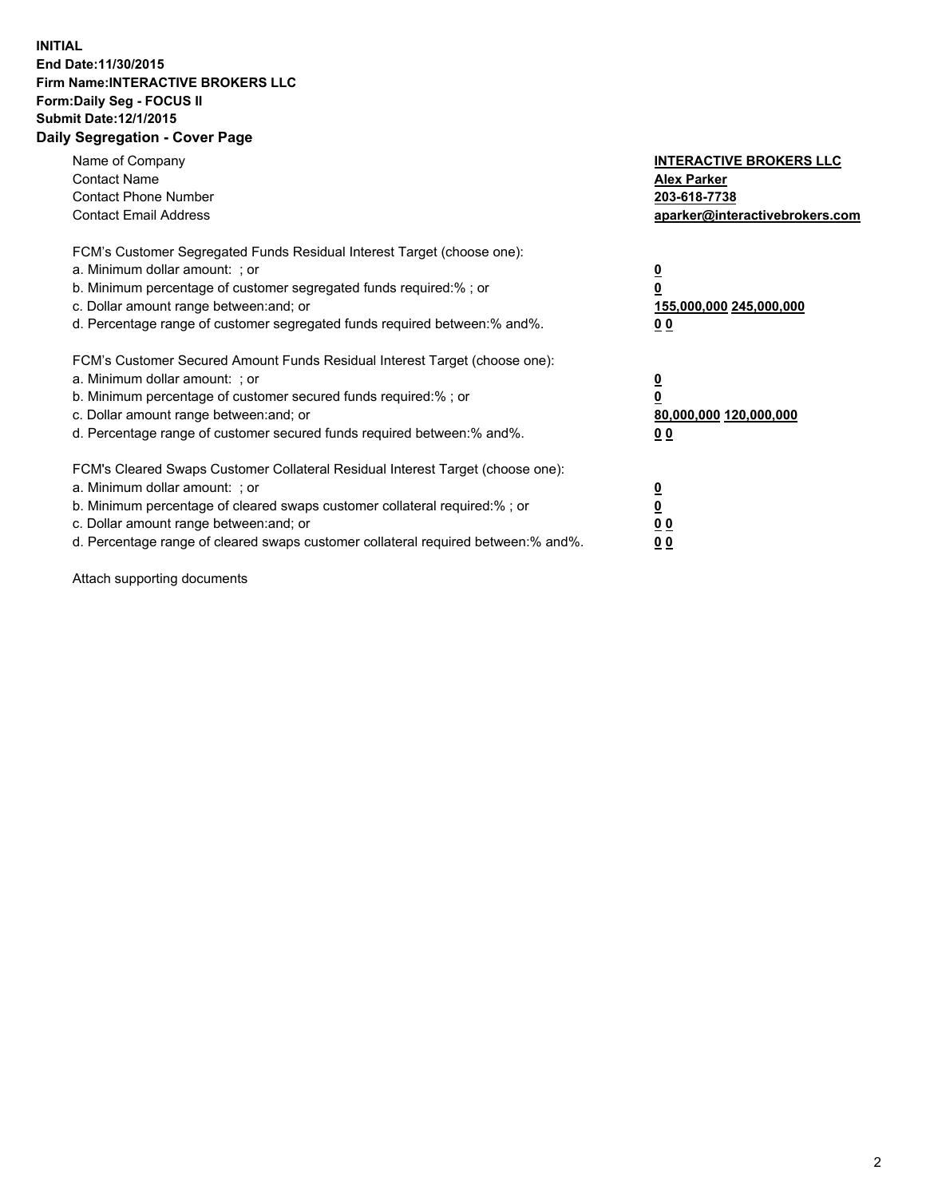**INITIAL**
**End Date:11/30/2015**
**Firm Name:INTERACTIVE BROKERS LLC**
**Form:Daily Seg - FOCUS II**
**Submit Date:12/1/2015**
**Daily Segregation - Cover Page**

| | |
|---|---|
| Name of Company | **INTERACTIVE BROKERS LLC** |
| Contact Name | **Alex Parker** |
| Contact Phone Number | **203-618-7738** |
| Contact Email Address | **aparker@interactivebrokers.com** |

FCM's Customer Segregated Funds Residual Interest Target (choose one):

| | |
|---|---|
| a. Minimum dollar amount: ; or | **0** |
| b. Minimum percentage of customer segregated funds required:% ; or | **0** |
| c. Dollar amount range between:and; or | **155,000,000 245,000,000** |
| d. Percentage range of customer segregated funds required between:% and%. | **0 0** |

FCM's Customer Secured Amount Funds Residual Interest Target (choose one):

| | |
|---|---|
| a. Minimum dollar amount: ; or | **0** |
| b. Minimum percentage of customer secured funds required:% ; or | **0** |
| c. Dollar amount range between:and; or | **80,000,000 120,000,000** |
| d. Percentage range of customer secured funds required between:% and%. | **0 0** |

FCM's Cleared Swaps Customer Collateral Residual Interest Target (choose one):

| | |
|---|---|
| a. Minimum dollar amount: ; or | **0** |
| b. Minimum percentage of cleared swaps customer collateral required:% ; or | **0** |
| c. Dollar amount range between:and; or | **0 0** |
| d. Percentage range of cleared swaps customer collateral required between:% and%. | **0 0** |

Attach supporting documents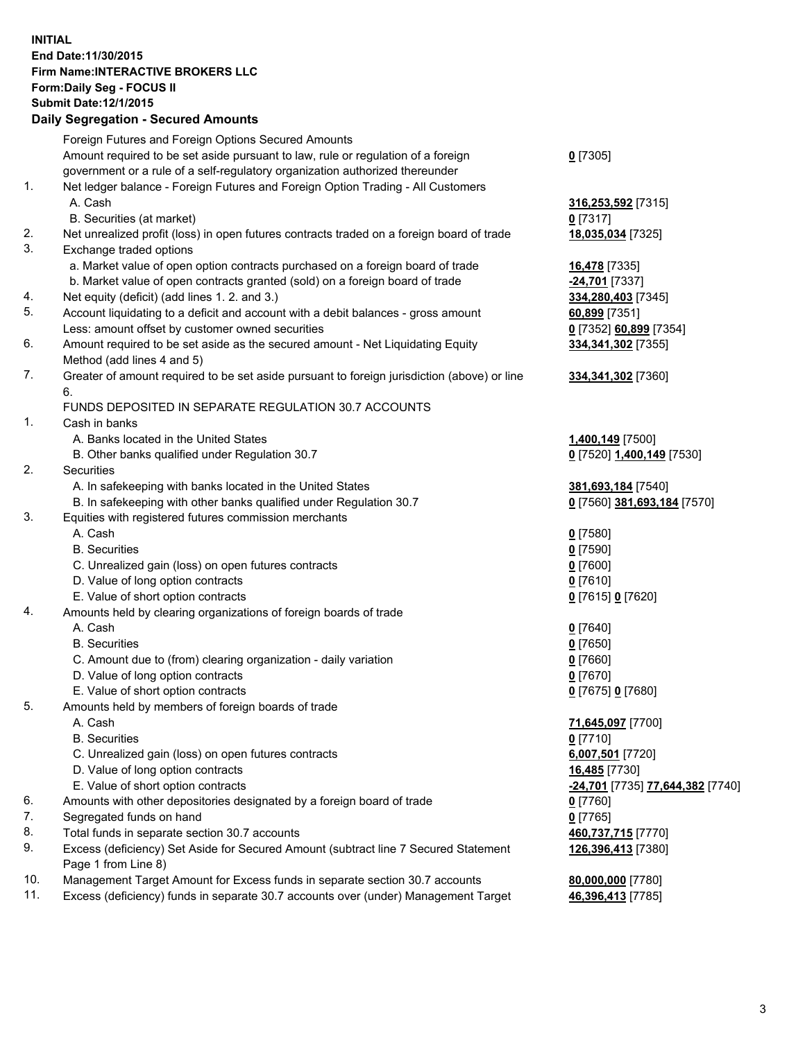**INITIAL**
**End Date:11/30/2015**
**Firm Name:INTERACTIVE BROKERS LLC**
**Form:Daily Seg - FOCUS II**
**Submit Date:12/1/2015**

## Daily Segregation - Secured Amounts

| | | |
|---|---|---|
| | Foreign Futures and Foreign Options Secured Amounts | |
| | Amount required to be set aside pursuant to law, rule or regulation of a foreign government or a rule of a self-regulatory organization authorized thereunder | **0** [7305] |
| 1. | Net ledger balance - Foreign Futures and Foreign Option Trading - All Customers | |
| | A. Cash | **316,253,592** [7315] |
| | B. Securities (at market) | **0** [7317] |
| 2. | Net unrealized profit (loss) in open futures contracts traded on a foreign board of trade | **18,035,034** [7325] |
| 3. | Exchange traded options | |
| | a. Market value of open option contracts purchased on a foreign board of trade | **16,478** [7335] |
| | b. Market value of open contracts granted (sold) on a foreign board of trade | **-24,701** [7337] |
| 4. | Net equity (deficit) (add lines 1. 2. and 3.) | **334,280,403** [7345] |
| 5. | Account liquidating to a deficit and account with a debit balances - gross amount | **60,899** [7351] |
| | Less: amount offset by customer owned securities | **0** [7352] **60,899** [7354] |
| 6. | Amount required to be set aside as the secured amount - Net Liquidating Equity Method (add lines 4 and 5) | **334,341,302** [7355] |
| 7. | Greater of amount required to be set aside pursuant to foreign jurisdiction (above) or line 6. | **334,341,302** [7360] |
| | FUNDS DEPOSITED IN SEPARATE REGULATION 30.7 ACCOUNTS | |
| 1. | Cash in banks | |
| | A. Banks located in the United States | **1,400,149** [7500] |
| | B. Other banks qualified under Regulation 30.7 | **0** [7520] **1,400,149** [7530] |
| 2. | Securities | |
| | A. In safekeeping with banks located in the United States | **381,693,184** [7540] |
| | B. In safekeeping with other banks qualified under Regulation 30.7 | **0** [7560] **381,693,184** [7570] |
| 3. | Equities with registered futures commission merchants | |
| | A. Cash | **0** [7580] |
| | B. Securities | **0** [7590] |
| | C. Unrealized gain (loss) on open futures contracts | **0** [7600] |
| | D. Value of long option contracts | **0** [7610] |
| | E. Value of short option contracts | **0** [7615] **0** [7620] |
| 4. | Amounts held by clearing organizations of foreign boards of trade | |
| | A. Cash | **0** [7640] |
| | B. Securities | **0** [7650] |
| | C. Amount due to (from) clearing organization - daily variation | **0** [7660] |
| | D. Value of long option contracts | **0** [7670] |
| | E. Value of short option contracts | **0** [7675] **0** [7680] |
| 5. | Amounts held by members of foreign boards of trade | |
| | A. Cash | **71,645,097** [7700] |
| | B. Securities | **0** [7710] |
| | C. Unrealized gain (loss) on open futures contracts | **6,007,501** [7720] |
| | D. Value of long option contracts | **16,485** [7730] |
| | E. Value of short option contracts | **-24,701** [7735] **77,644,382** [7740] |
| 6. | Amounts with other depositories designated by a foreign board of trade | **0** [7760] |
| 7. | Segregated funds on hand | **0** [7765] |
| 8. | Total funds in separate section 30.7 accounts | **460,737,715** [7770] |
| 9. | Excess (deficiency) Set Aside for Secured Amount (subtract line 7 Secured Statement Page 1 from Line 8) | **126,396,413** [7380] |
| 10. | Management Target Amount for Excess funds in separate section 30.7 accounts | **80,000,000** [7780] |
| 11. | Excess (deficiency) funds in separate 30.7 accounts over (under) Management Target | **46,396,413** [7785] |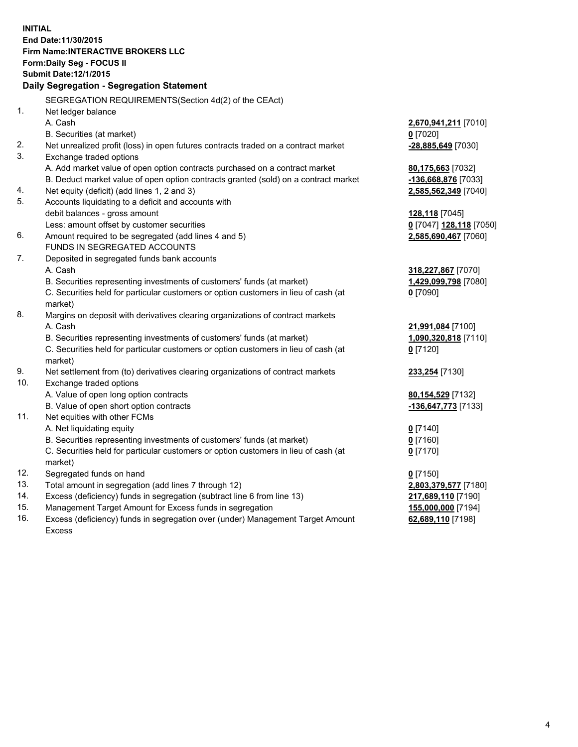**INITIAL**
**End Date:11/30/2015**
**Firm Name:INTERACTIVE BROKERS LLC**
**Form:Daily Seg - FOCUS II**
**Submit Date:12/1/2015**

**Daily Segregation - Segregation Statement**

| | | |
|---|---|---|
| | SEGREGATION REQUIREMENTS(Section 4d(2) of the CEAct) | |
| 1. | Net ledger balance | |
| | A. Cash | **2,670,941,211** [7010] |
| | B. Securities (at market) | **0** [7020] |
| 2. | Net unrealized profit (loss) in open futures contracts traded on a contract market | **-28,885,649** [7030] |
| 3. | Exchange traded options | |
| | A. Add market value of open option contracts purchased on a contract market | **80,175,663** [7032] |
| | B. Deduct market value of open option contracts granted (sold) on a contract market | **-136,668,876** [7033] |
| 4. | Net equity (deficit) (add lines 1, 2 and 3) | **2,585,562,349** [7040] |
| 5. | Accounts liquidating to a deficit and accounts with | |
| | debit balances - gross amount | **128,118** [7045] |
| | Less: amount offset by customer securities | **0** [7047] **128,118** [7050] |
| 6. | Amount required to be segregated (add lines 4 and 5) | **2,585,690,467** [7060] |
| | FUNDS IN SEGREGATED ACCOUNTS | |
| 7. | Deposited in segregated funds bank accounts | |
| | A. Cash | **318,227,867** [7070] |
| | B. Securities representing investments of customers' funds (at market) | **1,429,099,798** [7080] |
| | C. Securities held for particular customers or option customers in lieu of cash (at market) | **0** [7090] |
| 8. | Margins on deposit with derivatives clearing organizations of contract markets | |
| | A. Cash | **21,991,084** [7100] |
| | B. Securities representing investments of customers' funds (at market) | **1,090,320,818** [7110] |
| | C. Securities held for particular customers or option customers in lieu of cash (at market) | **0** [7120] |
| 9. | Net settlement from (to) derivatives clearing organizations of contract markets | **233,254** [7130] |
| 10. | Exchange traded options | |
| | A. Value of open long option contracts | **80,154,529** [7132] |
| | B. Value of open short option contracts | **-136,647,773** [7133] |
| 11. | Net equities with other FCMs | |
| | A. Net liquidating equity | **0** [7140] |
| | B. Securities representing investments of customers' funds (at market) | **0** [7160] |
| | C. Securities held for particular customers or option customers in lieu of cash (at market) | **0** [7170] |
| 12. | Segregated funds on hand | **0** [7150] |
| 13. | Total amount in segregation (add lines 7 through 12) | **2,803,379,577** [7180] |
| 14. | Excess (deficiency) funds in segregation (subtract line 6 from line 13) | **217,689,110** [7190] |
| 15. | Management Target Amount for Excess funds in segregation | **155,000,000** [7194] |
| 16. | Excess (deficiency) funds in segregation over (under) Management Target Amount Excess | **62,689,110** [7198] |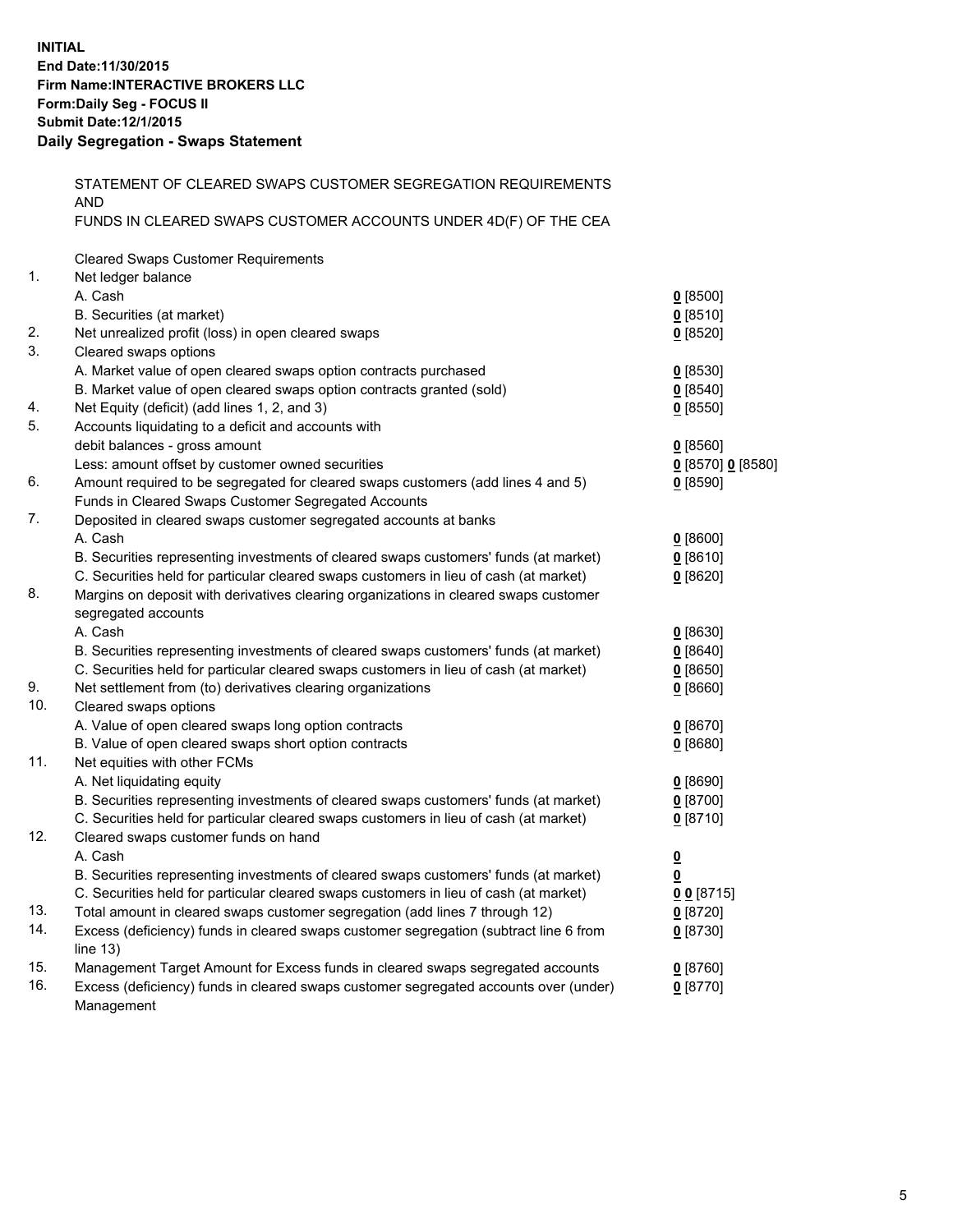**INITIAL**
**End Date:11/30/2015**
**Firm Name:INTERACTIVE BROKERS LLC**
**Form:Daily Seg - FOCUS II**
**Submit Date:12/1/2015**
**Daily Segregation - Swaps Statement**

STATEMENT OF CLEARED SWAPS CUSTOMER SEGREGATION REQUIREMENTS AND FUNDS IN CLEARED SWAPS CUSTOMER ACCOUNTS UNDER 4D(F) OF THE CEA

| | | |
|---|---|---|
| | Cleared Swaps Customer Requirements | |
| 1. | Net ledger balance | |
| | A. Cash | 0 [8500] |
| | B. Securities (at market) | 0 [8510] |
| 2. | Net unrealized profit (loss) in open cleared swaps | 0 [8520] |
| 3. | Cleared swaps options | |
| | A. Market value of open cleared swaps option contracts purchased | 0 [8530] |
| | B. Market value of open cleared swaps option contracts granted (sold) | 0 [8540] |
| 4. | Net Equity (deficit) (add lines 1, 2, and 3) | 0 [8550] |
| 5. | Accounts liquidating to a deficit and accounts with debit balances - gross amount | 0 [8560] |
| | Less: amount offset by customer owned securities | 0 [8570] 0 [8580] |
| 6. | Amount required to be segregated for cleared swaps customers (add lines 4 and 5) | 0 [8590] |
| | Funds in Cleared Swaps Customer Segregated Accounts | |
| 7. | Deposited in cleared swaps customer segregated accounts at banks | |
| | A. Cash | 0 [8600] |
| | B. Securities representing investments of cleared swaps customers' funds (at market) | 0 [8610] |
| | C. Securities held for particular cleared swaps customers in lieu of cash (at market) | 0 [8620] |
| 8. | Margins on deposit with derivatives clearing organizations in cleared swaps customer segregated accounts | |
| | A. Cash | 0 [8630] |
| | B. Securities representing investments of cleared swaps customers' funds (at market) | 0 [8640] |
| | C. Securities held for particular cleared swaps customers in lieu of cash (at market) | 0 [8650] |
| 9. | Net settlement from (to) derivatives clearing organizations | 0 [8660] |
| 10. | Cleared swaps options | |
| | A. Value of open cleared swaps long option contracts | 0 [8670] |
| | B. Value of open cleared swaps short option contracts | 0 [8680] |
| 11. | Net equities with other FCMs | |
| | A. Net liquidating equity | 0 [8690] |
| | B. Securities representing investments of cleared swaps customers' funds (at market) | 0 [8700] |
| | C. Securities held for particular cleared swaps customers in lieu of cash (at market) | 0 [8710] |
| 12. | Cleared swaps customer funds on hand | |
| | A. Cash | 0 |
| | B. Securities representing investments of cleared swaps customers' funds (at market) | 0 |
| | C. Securities held for particular cleared swaps customers in lieu of cash (at market) | 0 0 [8715] |
| 13. | Total amount in cleared swaps customer segregation (add lines 7 through 12) | 0 [8720] |
| 14. | Excess (deficiency) funds in cleared swaps customer segregation (subtract line 6 from line 13) | 0 [8730] |
| 15. | Management Target Amount for Excess funds in cleared swaps segregated accounts | 0 [8760] |
| 16. | Excess (deficiency) funds in cleared swaps customer segregated accounts over (under) Management | 0 [8770] |